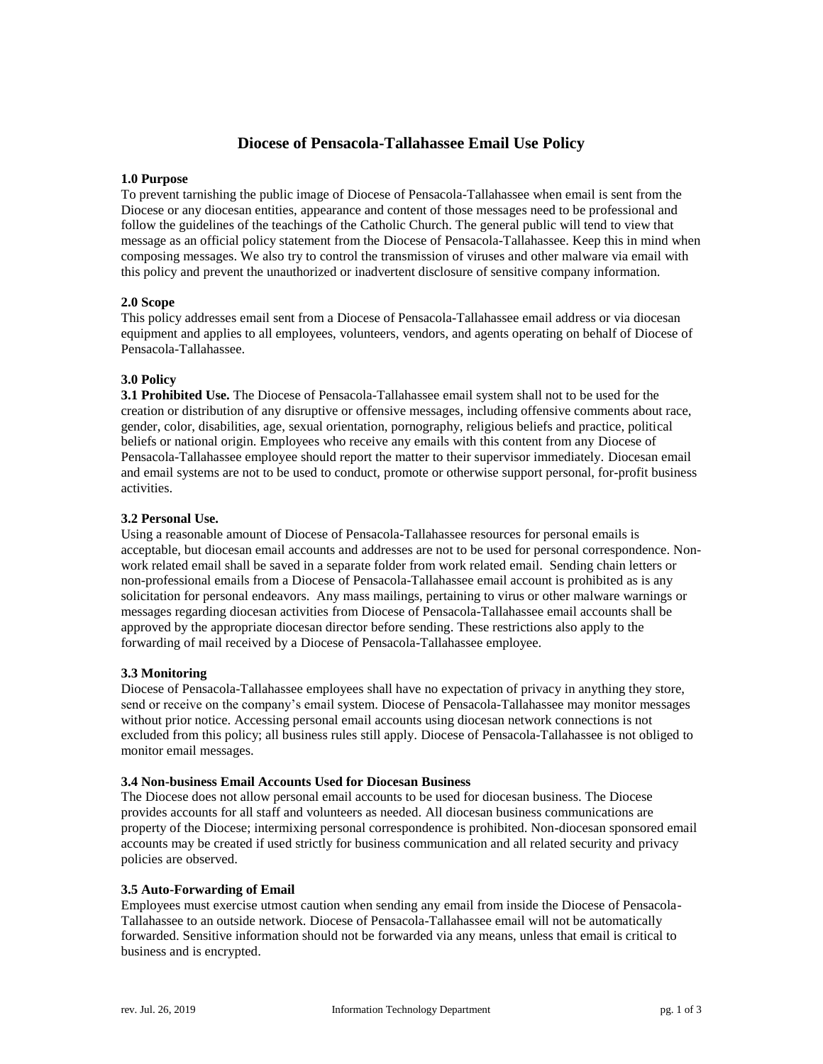# Diocese of Pensacola-Tallahassee Email Use Policy

**1.0 Purpose**

To prevent tarnishing the public image of Diocese of Pensacola-Tallahassee when email is sent from the Diocese or any diocesan entities, appearance and content of those messages need to be professional and follow the guidelines of the teachings of the Catholic Church. The general public will tend to view that message as an official policy statement from the Diocese of Pensacola-Tallahassee. Keep this in mind when composing messages. We also try to control the transmission of viruses and other malware via email with this policy and prevent the unauthorized or inadvertent disclosure of sensitive company information.

**2.0 Scope**

This policy addresses email sent from a Diocese of Pensacola-Tallahassee email address or via diocesan equipment and applies to all employees, volunteers, vendors, and agents operating on behalf of Diocese of Pensacola-Tallahassee.

**3.0 Policy**

**3.1 Prohibited Use.** The Diocese of Pensacola-Tallahassee email system shall not to be used for the creation or distribution of any disruptive or offensive messages, including offensive comments about race, gender, color, disabilities, age, sexual orientation, pornography, religious beliefs and practice, political beliefs or national origin. Employees who receive any emails with this content from any Diocese of Pensacola-Tallahassee employee should report the matter to their supervisor immediately. Diocesan email and email systems are not to be used to conduct, promote or otherwise support personal, for-profit business activities.

**3.2 Personal Use.**

Using a reasonable amount of Diocese of Pensacola-Tallahassee resources for personal emails is acceptable, but diocesan email accounts and addresses are not to be used for personal correspondence. Non-work related email shall be saved in a separate folder from work related email. Sending chain letters or non-professional emails from a Diocese of Pensacola-Tallahassee email account is prohibited as is any solicitation for personal endeavors. Any mass mailings, pertaining to virus or other malware warnings or messages regarding diocesan activities from Diocese of Pensacola-Tallahassee email accounts shall be approved by the appropriate diocesan director before sending. These restrictions also apply to the forwarding of mail received by a Diocese of Pensacola-Tallahassee employee.

**3.3 Monitoring**

Diocese of Pensacola-Tallahassee employees shall have no expectation of privacy in anything they store, send or receive on the company's email system. Diocese of Pensacola-Tallahassee may monitor messages without prior notice. Accessing personal email accounts using diocesan network connections is not excluded from this policy; all business rules still apply. Diocese of Pensacola-Tallahassee is not obliged to monitor email messages.

**3.4 Non-business Email Accounts Used for Diocesan Business**

The Diocese does not allow personal email accounts to be used for diocesan business. The Diocese provides accounts for all staff and volunteers as needed. All diocesan business communications are property of the Diocese; intermixing personal correspondence is prohibited. Non-diocesan sponsored email accounts may be created if used strictly for business communication and all related security and privacy policies are observed.

**3.5 Auto-Forwarding of Email**

Employees must exercise utmost caution when sending any email from inside the Diocese of Pensacola-Tallahassee to an outside network. Diocese of Pensacola-Tallahassee email will not be automatically forwarded. Sensitive information should not be forwarded via any means, unless that email is critical to business and is encrypted.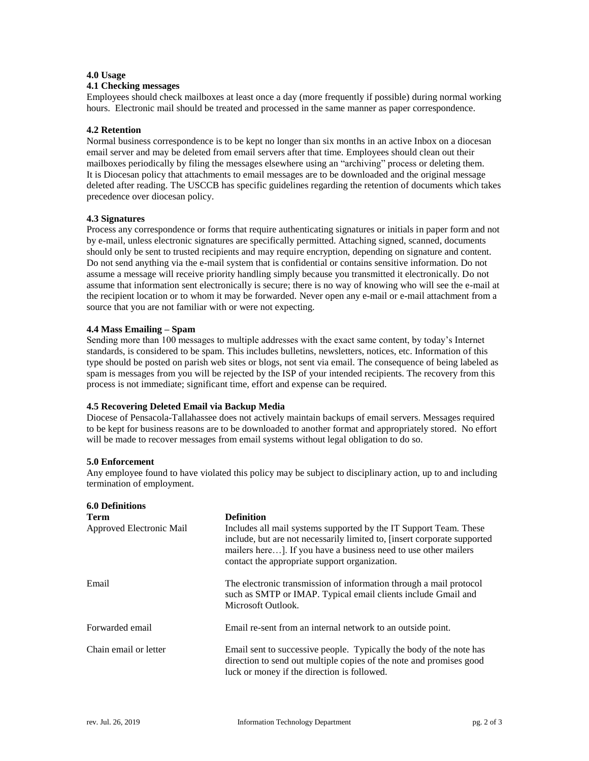## 4.0 Usage

### 4.1 Checking messages

Employees should check mailboxes at least once a day (more frequently if possible) during normal working hours. Electronic mail should be treated and processed in the same manner as paper correspondence.

### 4.2 Retention

Normal business correspondence is to be kept no longer than six months in an active Inbox on a diocesan email server and may be deleted from email servers after that time. Employees should clean out their mailboxes periodically by filing the messages elsewhere using an "archiving" process or deleting them. It is Diocesan policy that attachments to email messages are to be downloaded and the original message deleted after reading. The USCCB has specific guidelines regarding the retention of documents which takes precedence over diocesan policy.

### 4.3 Signatures

Process any correspondence or forms that require authenticating signatures or initials in paper form and not by e-mail, unless electronic signatures are specifically permitted. Attaching signed, scanned, documents should only be sent to trusted recipients and may require encryption, depending on signature and content. Do not send anything via the e-mail system that is confidential or contains sensitive information. Do not assume a message will receive priority handling simply because you transmitted it electronically. Do not assume that information sent electronically is secure; there is no way of knowing who will see the e-mail at the recipient location or to whom it may be forwarded. Never open any e-mail or e-mail attachment from a source that you are not familiar with or were not expecting.

### 4.4 Mass Emailing – Spam

Sending more than 100 messages to multiple addresses with the exact same content, by today's Internet standards, is considered to be spam. This includes bulletins, newsletters, notices, etc. Information of this type should be posted on parish web sites or blogs, not sent via email. The consequence of being labeled as spam is messages from you will be rejected by the ISP of your intended recipients. The recovery from this process is not immediate; significant time, effort and expense can be required.

### 4.5 Recovering Deleted Email via Backup Media

Diocese of Pensacola-Tallahassee does not actively maintain backups of email servers. Messages required to be kept for business reasons are to be downloaded to another format and appropriately stored. No effort will be made to recover messages from email systems without legal obligation to do so.

## 5.0 Enforcement

Any employee found to have violated this policy may be subject to disciplinary action, up to and including termination of employment.

## 6.0 Definitions

| Term | Definition |
|---|---|
| Approved Electronic Mail | Includes all mail systems supported by the IT Support Team. These include, but are not necessarily limited to, [insert corporate supported mailers here…]. If you have a business need to use other mailers contact the appropriate support organization. |
| Email | The electronic transmission of information through a mail protocol such as SMTP or IMAP. Typical email clients include Gmail and Microsoft Outlook. |
| Forwarded email | Email re-sent from an internal network to an outside point. |
| Chain email or letter | Email sent to successive people. Typically the body of the note has direction to send out multiple copies of the note and promises good luck or money if the direction is followed. |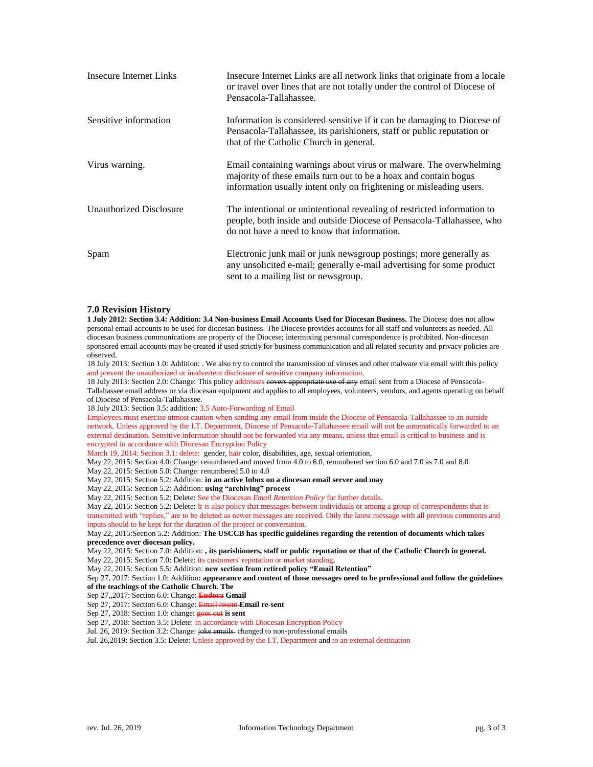| | |
|---|---|
| Insecure Internet Links | Insecure Internet Links are all network links that originate from a locale or travel over lines that are not totally under the control of Diocese of Pensacola-Tallahassee. |
| Sensitive information | Information is considered sensitive if it can be damaging to Diocese of Pensacola-Tallahassee, its parishioners, staff or public reputation or that of the Catholic Church in general. |
| Virus warning. | Email containing warnings about virus or malware. The overwhelming majority of these emails turn out to be a hoax and contain bogus information usually intent only on frightening or misleading users. |
| Unauthorized Disclosure | The intentional or unintentional revealing of restricted information to people, both inside and outside Diocese of Pensacola-Tallahassee, who do not have a need to know that information. |
| Spam | Electronic junk mail or junk newsgroup postings; more generally as any unsolicited e-mail; generally e-mail advertising for some product sent to a mailing list or newsgroup. |

### 7.0 Revision History

**1 July 2012: Section 3.4: Addition: 3.4 Non-business Email Accounts Used for Diocesan Business.** The Diocese does not allow personal email accounts to be used for diocesan business. The Diocese provides accounts for all staff and volunteers as needed. All diocesan business communications are property of the Diocese; intermixing personal correspondence is prohibited. Non-diocesan sponsored email accounts may be created if used strictly for business communication and all related security and privacy policies are observed.

18 July 2013: Section 1.0: Addition: . We also try to control the transmission of viruses and other malware via email with this policy and prevent the unauthorized or inadvertent disclosure of sensitive company information.

18 July 2013: Section 2.0: Change: This policy addresses ~~covers appropriate use of any~~ email sent from a Diocese of Pensacola-Tallahassee email address or via diocesan equipment and applies to all employees, volunteers, vendors, and agents operating on behalf of Diocese of Pensacola-Tallahassee.

18 July 2013: Section 3.5: addition: 3.5 Auto-Forwarding of Email

Employees must exercise utmost caution when sending any email from inside the Diocese of Pensacola-Tallahassee to an outside network. Unless approved by the I.T. Department, Diocese of Pensacola-Tallahassee email will not be automatically forwarded to an external destination. Sensitive information should not be forwarded via any means, unless that email is critical to business and is encrypted in accordance with Diocesan Encryption Policy

March 19, 2014: Section 3.1: delete: gender, hair color, disabilities, age, sexual orientation,

May 22, 2015: Section 4.0: Change: renumbered and moved from 4.0 to 6.0, renumbered section 6.0 and 7.0 as 7.0 and 8.0

May 22, 2015: Section 5.0: Change: renumbered 5.0 to 4.0

May 22, 2015: Section 5.2: Addition: **in an active Inbox on a diocesan email server and may**

May 22, 2015: Section 5.2: Addition: **using "archiving" process**

May 22, 2015: Section 5.2: Delete: See the Diocesan *Email Retention Policy* for further details.

May 22, 2015: Section 5.2: Delete: It is also policy that messages between individuals or among a group of correspondents that is transmitted with "replies," are to be deleted as newer messages are received. Only the latest message with all previous comments and inputs should to be kept for the duration of the project or conversation.

May 22, 2015:Section 5.2: Addition: **The USCCB has specific guidelines regarding the retention of documents which takes precedence over diocesan policy.**

May 22, 2015: Section 7.0: Addition: **, its parishioners, staff or public reputation or that of the Catholic Church in general.**

May 22, 2015: Section 7.0: Delete: its customers' reputation or market standing.

May 22, 2015: Section 5.5: Addition: **new section from retired policy "Email Retention"**

Sep 27, 2017: Section 1.0: Addition**: appearance and content of those messages need to be professional and follow the guidelines of the teachings of the Catholic Church. The**

Sep 27,,2017: Section 6.0: Change: ~~**Eudora**~~ **Gmail**

Sep 27, 2017: Section 6.0: Change: ~~Email resent~~ **Email re-sent**

Sep 27, 2018: Section 1.0: change: ~~goes out~~ **is sent**

Sep 27, 2018: Section 3.5: Delete: in accordance with Diocesan Encryption Policy

Jul. 26, 2019: Section 3.2: Change: ~~joke emails~~ changed to non-professional emails

Jul. 26,2019: Section 3.5: Delete: Unless approved by the I.T. Department and to an external destination